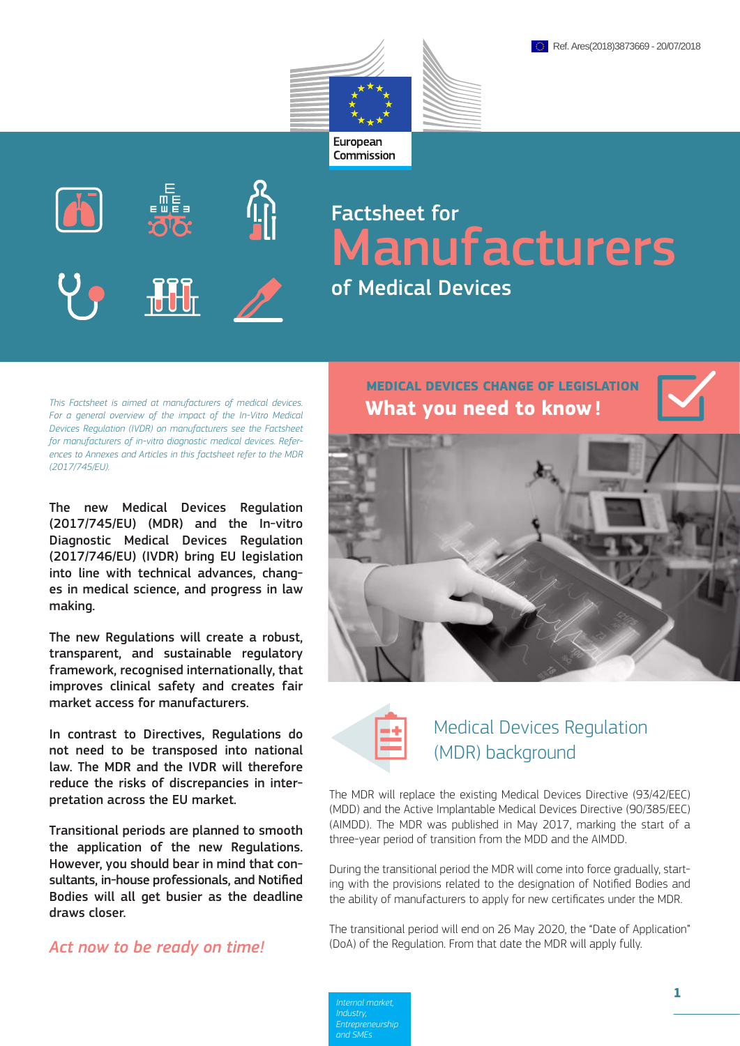Ref. Ares(2018)3873669 - 20/07/2018

European Commission

# Factsheet for Manufacturers of Medical Devices

*This Factsheet is aimed at manufacturers of medical devices. For a general overview of the impact of the In-Vitro Medical Devices Regulation (IVDR) on manufacturers see the Factsheet for manufacturers of in-vitro diagnostic medical devices. References to Annexes and Articles in this factsheet refer to the MDR (2017/745/EU).*

The new Medical Devices Regulation (2017/745/EU) (MDR) and the In-vitro Diagnostic Medical Devices Regulation (2017/746/EU) (IVDR) bring EU legislation into line with technical advances, changes in medical science, and progress in law making.

The new Regulations will create a robust, transparent, and sustainable regulatory framework, recognised internationally, that improves clinical safety and creates fair market access for manufacturers.

In contrast to Directives, Regulations do not need to be transposed into national law. The MDR and the IVDR will therefore reduce the risks of discrepancies in interpretation across the EU market.

Transitional periods are planned to smooth the application of the new Regulations. However, you should bear in mind that consultants, in-house professionals, and Notified Bodies will all get busier as the deadline draws closer.

*Act now to be ready on time!*

## MEDICAL DEVICES CHANGE OF LEGISLATION

**What you need to know!**

## Medical Devices Regulation (MDR) background

The MDR will replace the existing Medical Devices Directive (93/42/EEC) (MDD) and the Active Implantable Medical Devices Directive (90/385/EEC) (AIMDD). The MDR was published in May 2017, marking the start of a three-year period of transition from the MDD and the AIMDD.

During the transitional period the MDR will come into force gradually, starting with the provisions related to the designation of Notified Bodies and the ability of manufacturers to apply for new certificates under the MDR.

The transitional period will end on 26 May 2020, the "Date of Application" (DoA) of the Regulation. From that date the MDR will apply fully.

*Internal market, Industry, Entrepreneurship and SMEs*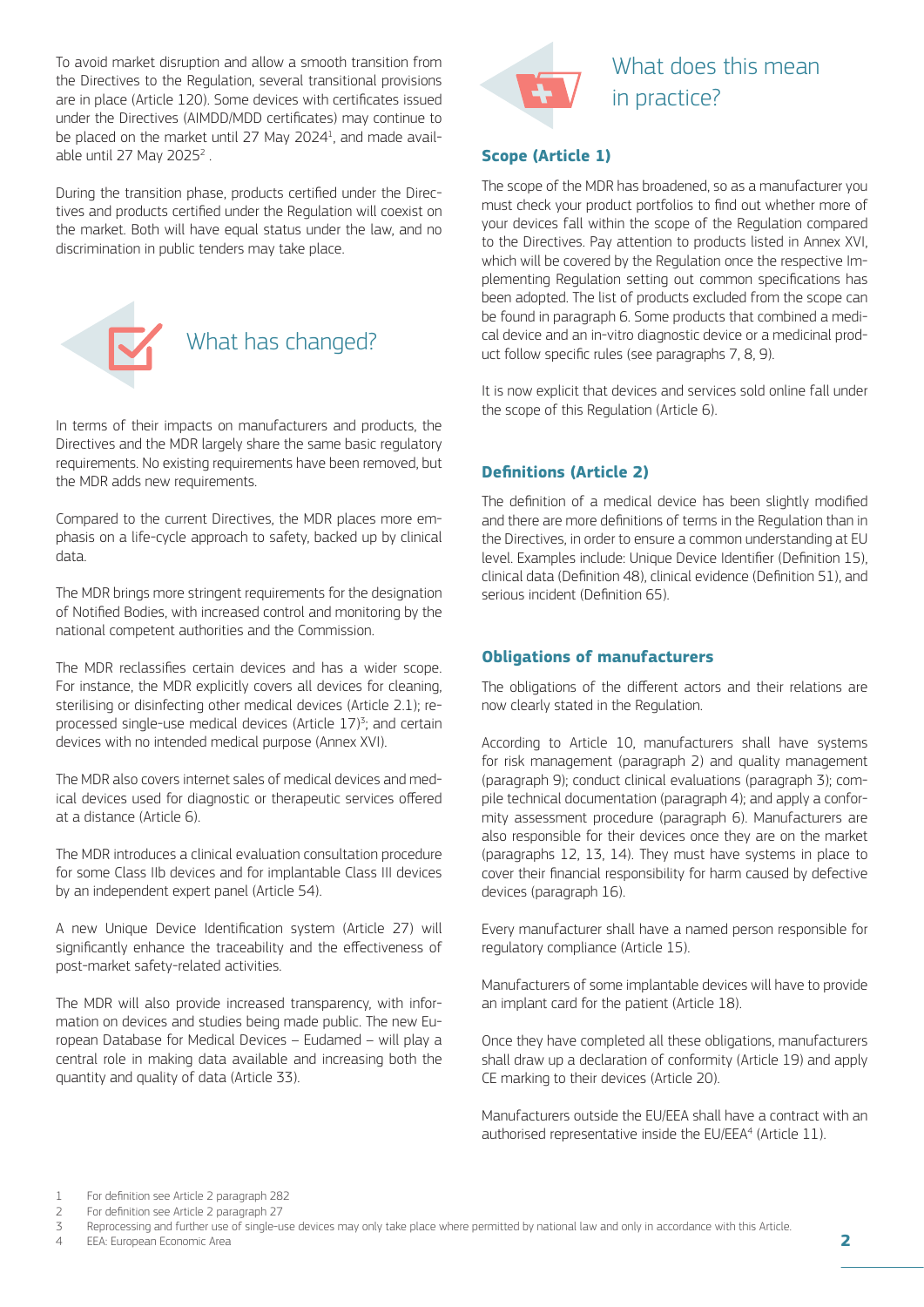To avoid market disruption and allow a smooth transition from the Directives to the Regulation, several transitional provisions are in place (Article 120). Some devices with certificates issued under the Directives (AIMDD/MDD certificates) may continue to be placed on the market until 27 May 2024[1], and made available until 27 May 2025[2] .

During the transition phase, products certified under the Directives and products certified under the Regulation will coexist on the market. Both will have equal status under the law, and no discrimination in public tenders may take place.

## What has changed?

In terms of their impacts on manufacturers and products, the Directives and the MDR largely share the same basic regulatory requirements. No existing requirements have been removed, but the MDR adds new requirements.

Compared to the current Directives, the MDR places more emphasis on a life-cycle approach to safety, backed up by clinical data.

The MDR brings more stringent requirements for the designation of Notified Bodies, with increased control and monitoring by the national competent authorities and the Commission.

The MDR reclassifies certain devices and has a wider scope. For instance, the MDR explicitly covers all devices for cleaning, sterilising or disinfecting other medical devices (Article 2.1); reprocessed single-use medical devices (Article 17)[3]; and certain devices with no intended medical purpose (Annex XVI).

The MDR also covers internet sales of medical devices and medical devices used for diagnostic or therapeutic services offered at a distance (Article 6).

The MDR introduces a clinical evaluation consultation procedure for some Class IIb devices and for implantable Class III devices by an independent expert panel (Article 54).

A new Unique Device Identification system (Article 27) will significantly enhance the traceability and the effectiveness of post-market safety-related activities.

The MDR will also provide increased transparency, with information on devices and studies being made public. The new European Database for Medical Devices – Eudamed – will play a central role in making data available and increasing both the quantity and quality of data (Article 33).

## What does this mean in practice?

### Scope (Article 1)

The scope of the MDR has broadened, so as a manufacturer you must check your product portfolios to find out whether more of your devices fall within the scope of the Regulation compared to the Directives. Pay attention to products listed in Annex XVI, which will be covered by the Regulation once the respective Implementing Regulation setting out common specifications has been adopted. The list of products excluded from the scope can be found in paragraph 6. Some products that combined a medical device and an in-vitro diagnostic device or a medicinal product follow specific rules (see paragraphs 7, 8, 9).

It is now explicit that devices and services sold online fall under the scope of this Regulation (Article 6).

### Definitions (Article 2)

The definition of a medical device has been slightly modified and there are more definitions of terms in the Regulation than in the Directives, in order to ensure a common understanding at EU level. Examples include: Unique Device Identifier (Definition 15), clinical data (Definition 48), clinical evidence (Definition 51), and serious incident (Definition 65).

### Obligations of manufacturers

The obligations of the different actors and their relations are now clearly stated in the Regulation.

According to Article 10, manufacturers shall have systems for risk management (paragraph 2) and quality management (paragraph 9); conduct clinical evaluations (paragraph 3); compile technical documentation (paragraph 4); and apply a conformity assessment procedure (paragraph 6). Manufacturers are also responsible for their devices once they are on the market (paragraphs 12, 13, 14). They must have systems in place to cover their financial responsibility for harm caused by defective devices (paragraph 16).

Every manufacturer shall have a named person responsible for regulatory compliance (Article 15).

Manufacturers of some implantable devices will have to provide an implant card for the patient (Article 18).

Once they have completed all these obligations, manufacturers shall draw up a declaration of conformity (Article 19) and apply CE marking to their devices (Article 20).

Manufacturers outside the EU/EEA shall have a contract with an authorised representative inside the EU/EEA[4] (Article 11).

---

1 For definition see Article 2 paragraph 282
2 For definition see Article 2 paragraph 27
3 Reprocessing and further use of single-use devices may only take place where permitted by national law and only in accordance with this Article.
4 EEA: European Economic Area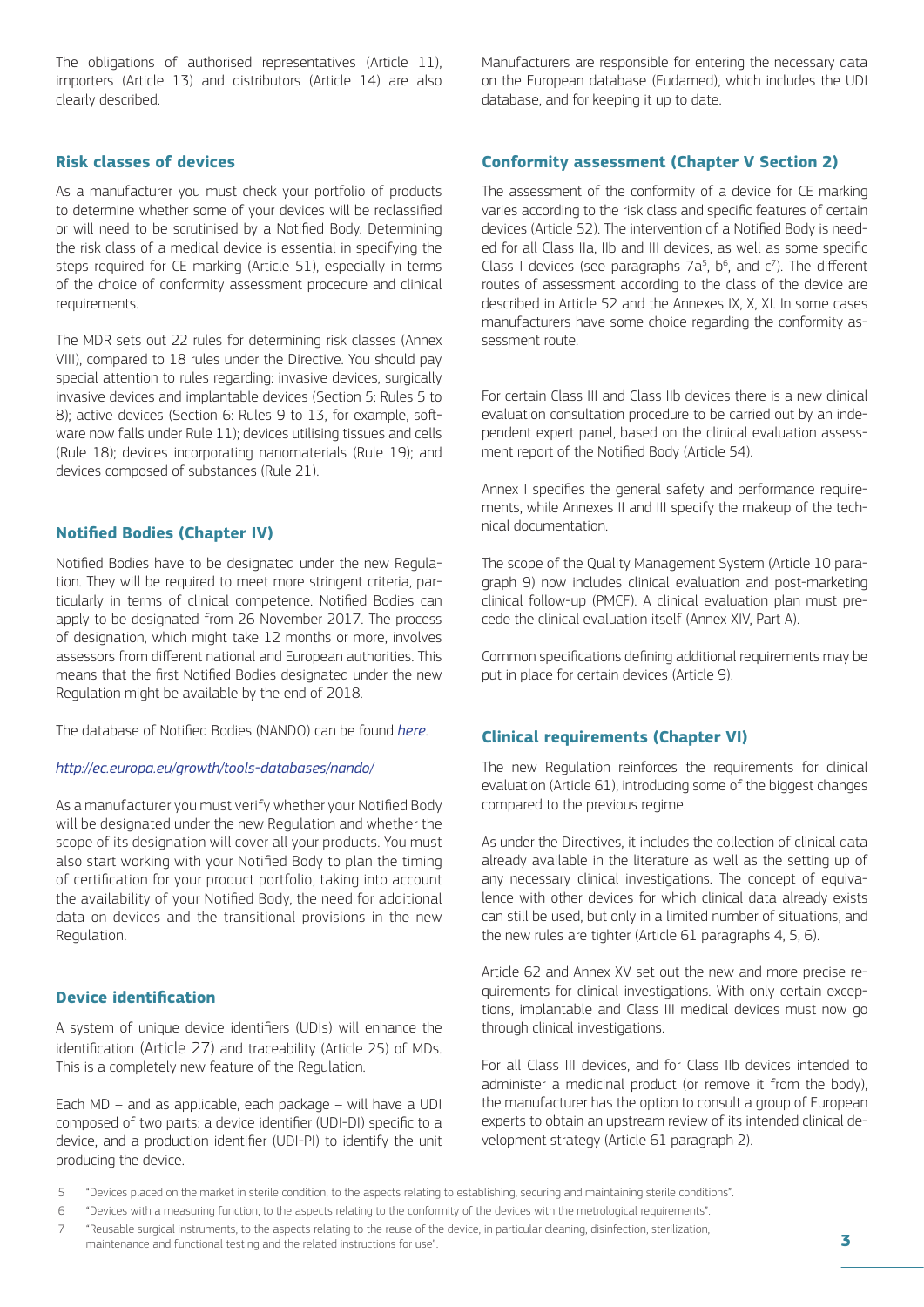The obligations of authorised representatives (Article 11), importers (Article 13) and distributors (Article 14) are also clearly described.

## Risk classes of devices

As a manufacturer you must check your portfolio of products to determine whether some of your devices will be reclassified or will need to be scrutinised by a Notified Body. Determining the risk class of a medical device is essential in specifying the steps required for CE marking (Article 51), especially in terms of the choice of conformity assessment procedure and clinical requirements.

The MDR sets out 22 rules for determining risk classes (Annex VIII), compared to 18 rules under the Directive. You should pay special attention to rules regarding: invasive devices, surgically invasive devices and implantable devices (Section 5: Rules 5 to 8); active devices (Section 6: Rules 9 to 13, for example, software now falls under Rule 11); devices utilising tissues and cells (Rule 18); devices incorporating nanomaterials (Rule 19); and devices composed of substances (Rule 21).

## Notified Bodies (Chapter IV)

Notified Bodies have to be designated under the new Regulation. They will be required to meet more stringent criteria, particularly in terms of clinical competence. Notified Bodies can apply to be designated from 26 November 2017. The process of designation, which might take 12 months or more, involves assessors from different national and European authorities. This means that the first Notified Bodies designated under the new Regulation might be available by the end of 2018.

The database of Notified Bodies (NANDO) can be found *here*.

*http://ec.europa.eu/growth/tools-databases/nando/*

As a manufacturer you must verify whether your Notified Body will be designated under the new Regulation and whether the scope of its designation will cover all your products. You must also start working with your Notified Body to plan the timing of certification for your product portfolio, taking into account the availability of your Notified Body, the need for additional data on devices and the transitional provisions in the new Regulation.

## Device identification

A system of unique device identifiers (UDIs) will enhance the identification (Article 27) and traceability (Article 25) of MDs. This is a completely new feature of the Regulation.

Each MD – and as applicable, each package – will have a UDI composed of two parts: a device identifier (UDI-DI) specific to a device, and a production identifier (UDI-PI) to identify the unit producing the device.

Manufacturers are responsible for entering the necessary data on the European database (Eudamed), which includes the UDI database, and for keeping it up to date.

## Conformity assessment (Chapter V Section 2)

The assessment of the conformity of a device for CE marking varies according to the risk class and specific features of certain devices (Article 52). The intervention of a Notified Body is needed for all Class IIa, IIb and III devices, as well as some specific Class I devices (see paragraphs 7a[5], b[6], and c[7]). The different routes of assessment according to the class of the device are described in Article 52 and the Annexes IX, X, XI. In some cases manufacturers have some choice regarding the conformity assessment route.

For certain Class III and Class IIb devices there is a new clinical evaluation consultation procedure to be carried out by an independent expert panel, based on the clinical evaluation assessment report of the Notified Body (Article 54).

Annex I specifies the general safety and performance requirements, while Annexes II and III specify the makeup of the technical documentation.

The scope of the Quality Management System (Article 10 paragraph 9) now includes clinical evaluation and post-marketing clinical follow-up (PMCF). A clinical evaluation plan must precede the clinical evaluation itself (Annex XIV, Part A).

Common specifications defining additional requirements may be put in place for certain devices (Article 9).

## Clinical requirements (Chapter VI)

The new Regulation reinforces the requirements for clinical evaluation (Article 61), introducing some of the biggest changes compared to the previous regime.

As under the Directives, it includes the collection of clinical data already available in the literature as well as the setting up of any necessary clinical investigations. The concept of equivalence with other devices for which clinical data already exists can still be used, but only in a limited number of situations, and the new rules are tighter (Article 61 paragraphs 4, 5, 6).

Article 62 and Annex XV set out the new and more precise requirements for clinical investigations. With only certain exceptions, implantable and Class III medical devices must now go through clinical investigations.

For all Class III devices, and for Class IIb devices intended to administer a medicinal product (or remove it from the body), the manufacturer has the option to consult a group of European experts to obtain an upstream review of its intended clinical development strategy (Article 61 paragraph 2).

5 "Devices placed on the market in sterile condition, to the aspects relating to establishing, securing and maintaining sterile conditions".

6 "Devices with a measuring function, to the aspects relating to the conformity of the devices with the metrological requirements".

7 "Reusable surgical instruments, to the aspects relating to the reuse of the device, in particular cleaning, disinfection, sterilization, maintenance and functional testing and the related instructions for use".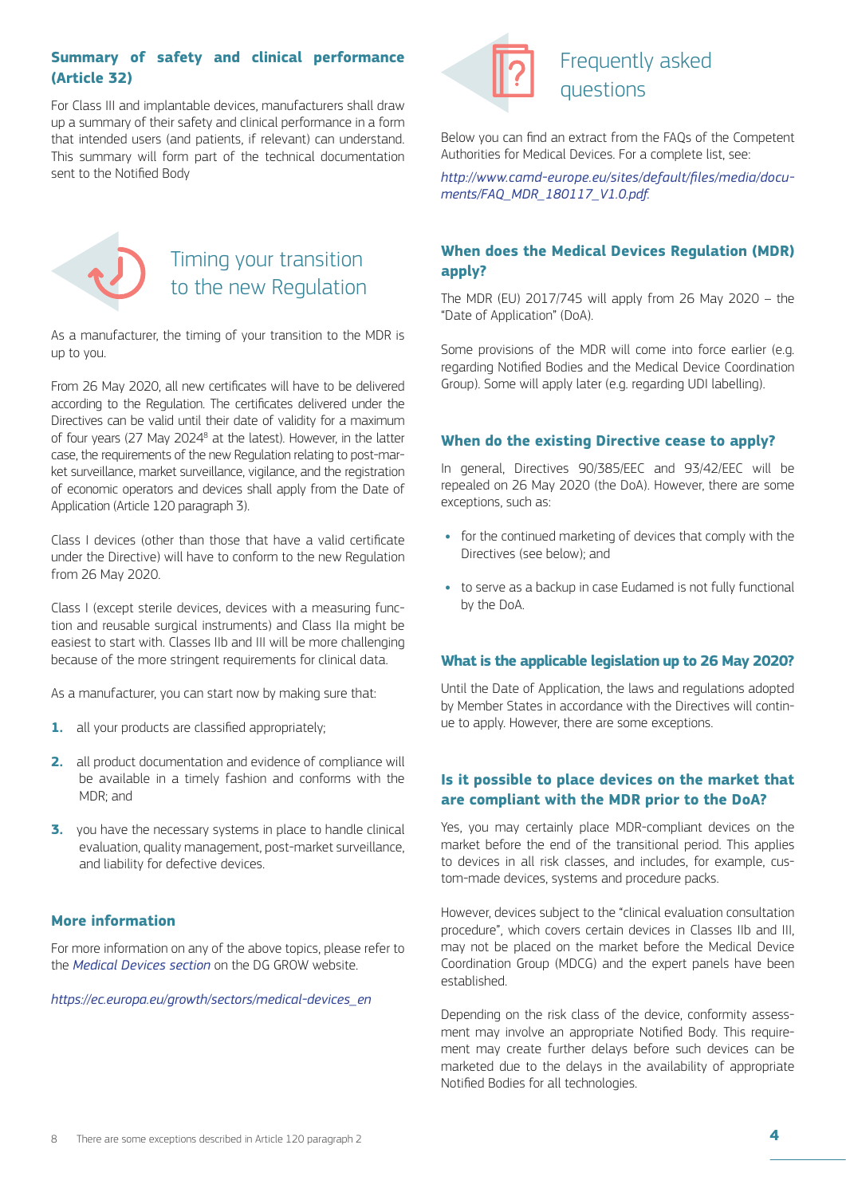## Summary of safety and clinical performance (Article 32)

For Class III and implantable devices, manufacturers shall draw up a summary of their safety and clinical performance in a form that intended users (and patients, if relevant) can understand. This summary will form part of the technical documentation sent to the Notified Body

# Timing your transition to the new Regulation

As a manufacturer, the timing of your transition to the MDR is up to you.

From 26 May 2020, all new certificates will have to be delivered according to the Regulation. The certificates delivered under the Directives can be valid until their date of validity for a maximum of four years (27 May 2024[8] at the latest). However, in the latter case, the requirements of the new Regulation relating to post-market surveillance, market surveillance, vigilance, and the registration of economic operators and devices shall apply from the Date of Application (Article 120 paragraph 3).

Class I devices (other than those that have a valid certificate under the Directive) will have to conform to the new Regulation from 26 May 2020.

Class I (except sterile devices, devices with a measuring function and reusable surgical instruments) and Class IIa might be easiest to start with. Classes IIb and III will be more challenging because of the more stringent requirements for clinical data.

As a manufacturer, you can start now by making sure that:

1. all your products are classified appropriately;
2. all product documentation and evidence of compliance will be available in a timely fashion and conforms with the MDR; and
3. you have the necessary systems in place to handle clinical evaluation, quality management, post-market surveillance, and liability for defective devices.

## More information

For more information on any of the above topics, please refer to the *Medical Devices section* on the DG GROW website.

*https://ec.europa.eu/growth/sectors/medical-devices_en*

# Frequently asked questions

Below you can find an extract from the FAQs of the Competent Authorities for Medical Devices. For a complete list, see:

*http://www.camd-europe.eu/sites/default/files/media/documents/FAQ_MDR_180117_V1.0.pdf.*

## When does the Medical Devices Regulation (MDR) apply?

The MDR (EU) 2017/745 will apply from 26 May 2020 – the "Date of Application" (DoA).

Some provisions of the MDR will come into force earlier (e.g. regarding Notified Bodies and the Medical Device Coordination Group). Some will apply later (e.g. regarding UDI labelling).

## When do the existing Directive cease to apply?

In general, Directives 90/385/EEC and 93/42/EEC will be repealed on 26 May 2020 (the DoA). However, there are some exceptions, such as:

- for the continued marketing of devices that comply with the Directives (see below); and
- to serve as a backup in case Eudamed is not fully functional by the DoA.

## What is the applicable legislation up to 26 May 2020?

Until the Date of Application, the laws and regulations adopted by Member States in accordance with the Directives will continue to apply. However, there are some exceptions.

## Is it possible to place devices on the market that are compliant with the MDR prior to the DoA?

Yes, you may certainly place MDR-compliant devices on the market before the end of the transitional period. This applies to devices in all risk classes, and includes, for example, custom-made devices, systems and procedure packs.

However, devices subject to the "clinical evaluation consultation procedure", which covers certain devices in Classes IIb and III, may not be placed on the market before the Medical Device Coordination Group (MDCG) and the expert panels have been established.

Depending on the risk class of the device, conformity assessment may involve an appropriate Notified Body. This requirement may create further delays before such devices can be marketed due to the delays in the availability of appropriate Notified Bodies for all technologies.

[8] There are some exceptions described in Article 120 paragraph 2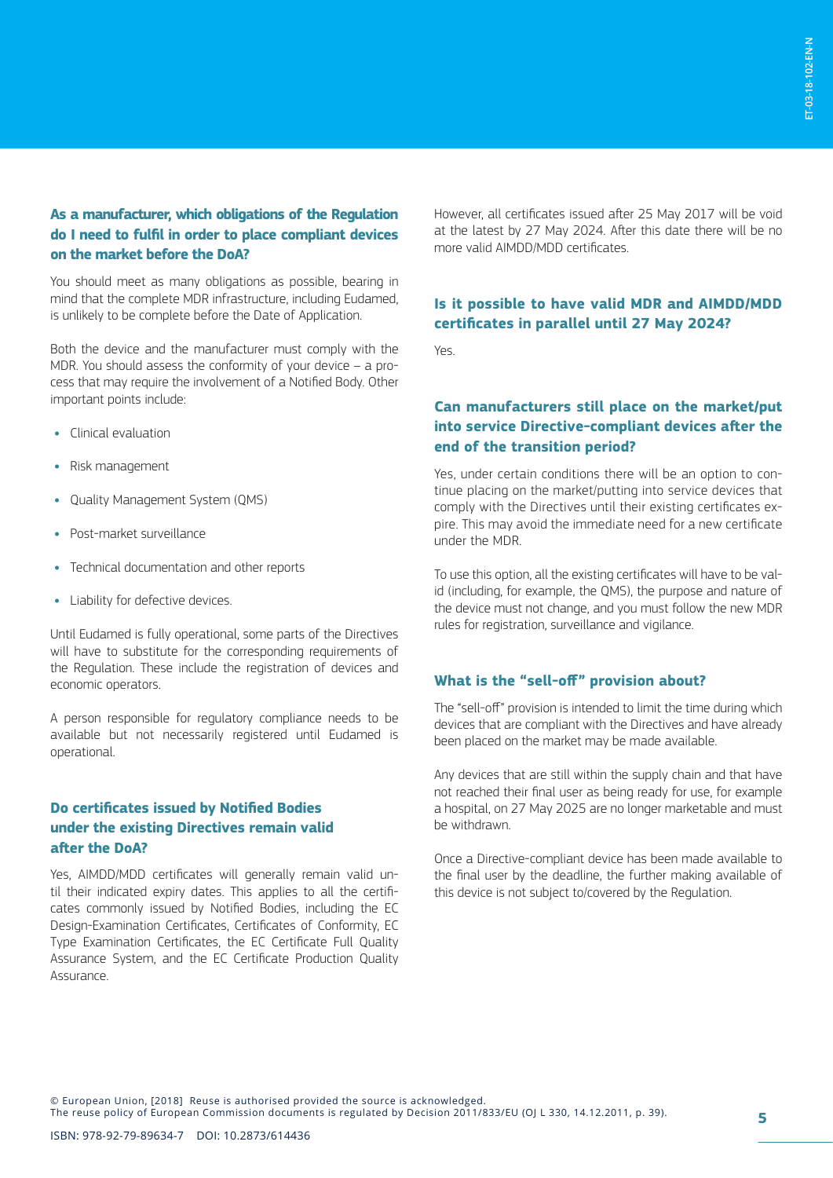## As a manufacturer, which obligations of the Regulation do I need to fulfil in order to place compliant devices on the market before the DoA?

You should meet as many obligations as possible, bearing in mind that the complete MDR infrastructure, including Eudamed, is unlikely to be complete before the Date of Application.

Both the device and the manufacturer must comply with the MDR. You should assess the conformity of your device – a process that may require the involvement of a Notified Body. Other important points include:

- Clinical evaluation
- Risk management
- Quality Management System (QMS)
- Post-market surveillance
- Technical documentation and other reports
- Liability for defective devices.

Until Eudamed is fully operational, some parts of the Directives will have to substitute for the corresponding requirements of the Regulation. These include the registration of devices and economic operators.

A person responsible for regulatory compliance needs to be available but not necessarily registered until Eudamed is operational.

## Do certificates issued by Notified Bodies under the existing Directives remain valid after the DoA?

Yes, AIMDD/MDD certificates will generally remain valid until their indicated expiry dates. This applies to all the certificates commonly issued by Notified Bodies, including the EC Design-Examination Certificates, Certificates of Conformity, EC Type Examination Certificates, the EC Certificate Full Quality Assurance System, and the EC Certificate Production Quality Assurance.

However, all certificates issued after 25 May 2017 will be void at the latest by 27 May 2024. After this date there will be no more valid AIMDD/MDD certificates.

## Is it possible to have valid MDR and AIMDD/MDD certificates in parallel until 27 May 2024?

Yes.

## Can manufacturers still place on the market/put into service Directive-compliant devices after the end of the transition period?

Yes, under certain conditions there will be an option to continue placing on the market/putting into service devices that comply with the Directives until their existing certificates expire. This may avoid the immediate need for a new certificate under the MDR.

To use this option, all the existing certificates will have to be valid (including, for example, the QMS), the purpose and nature of the device must not change, and you must follow the new MDR rules for registration, surveillance and vigilance.

## What is the "sell-off" provision about?

The "sell-off" provision is intended to limit the time during which devices that are compliant with the Directives and have already been placed on the market may be made available.

Any devices that are still within the supply chain and that have not reached their final user as being ready for use, for example a hospital, on 27 May 2025 are no longer marketable and must be withdrawn.

Once a Directive-compliant device has been made available to the final user by the deadline, the further making available of this device is not subject to/covered by the Regulation.

© European Union, [2018] Reuse is authorised provided the source is acknowledged.
The reuse policy of European Commission documents is regulated by Decision 2011/833/EU (OJ L 330, 14.12.2011, p. 39).

ISBN: 978-92-79-89634-7 DOI: 10.2873/614436